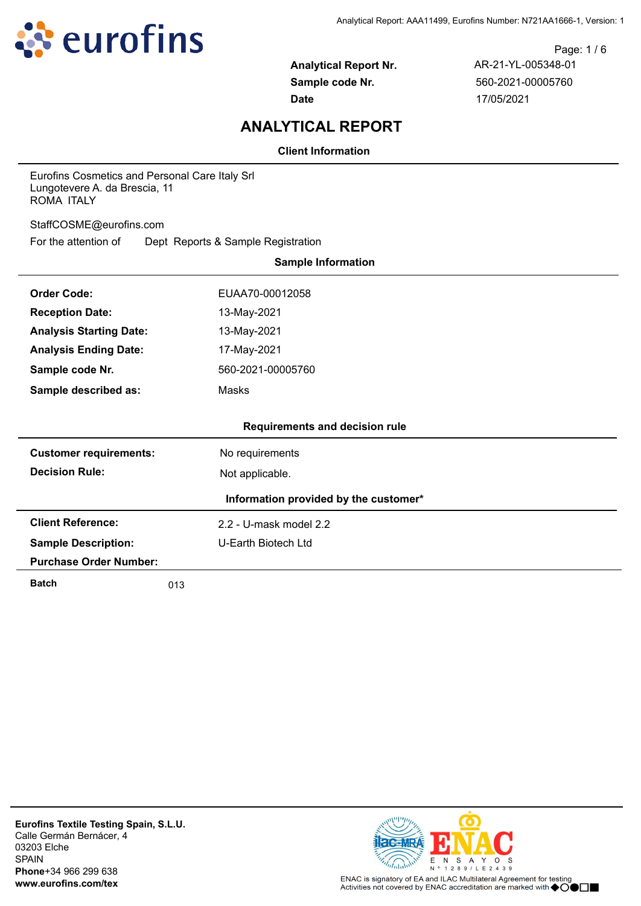| | |
|---|---|
| **Analytical Report Nr.** | AR-21-YL-005348-01 |
| **Sample code Nr.** | 560-2021-00005760 |
| **Date** | 17/05/2021 |

# ANALYTICAL REPORT

### Client Information

Eurofins Cosmetics and Personal Care Italy Srl
Lungotevere A. da Brescia, 11
ROMA ITALY

StaffCOSME@eurofins.com
For the attention of Dept Reports & Sample Registration

### Sample Information

| | |
|---|---|
| **Order Code:** | EUAA70-00012058 |
| **Reception Date:** | 13-May-2021 |
| **Analysis Starting Date:** | 13-May-2021 |
| **Analysis Ending Date:** | 17-May-2021 |
| **Sample code Nr.** | 560-2021-00005760 |
| **Sample described as:** | Masks |

### Requirements and decision rule

| | |
|---|---|
| **Customer requirements:** | No requirements |
| **Decision Rule:** | Not applicable. |

### Information provided by the customer*

| | |
|---|---|
| **Client Reference:** | 2.2 - U-mask model 2.2 |
| **Sample Description:** | U-Earth Biotech Ltd |
| **Purchase Order Number:** | |

| | |
|---|---|
| **Batch** | 013 |

**Eurofins Textile Testing Spain, S.L.U.**
Calle Germán Bernácer, 4
03203 Elche
SPAIN
**Phone** +34 966 299 638
**www.eurofins.com/tex**

ENAC ENSAYOS Nº 1289/LE2439

ENAC is signatory of EA and ILAC Multilateral Agreement for testing
Activities not covered by ENAC accreditation are marked with ◆○●□■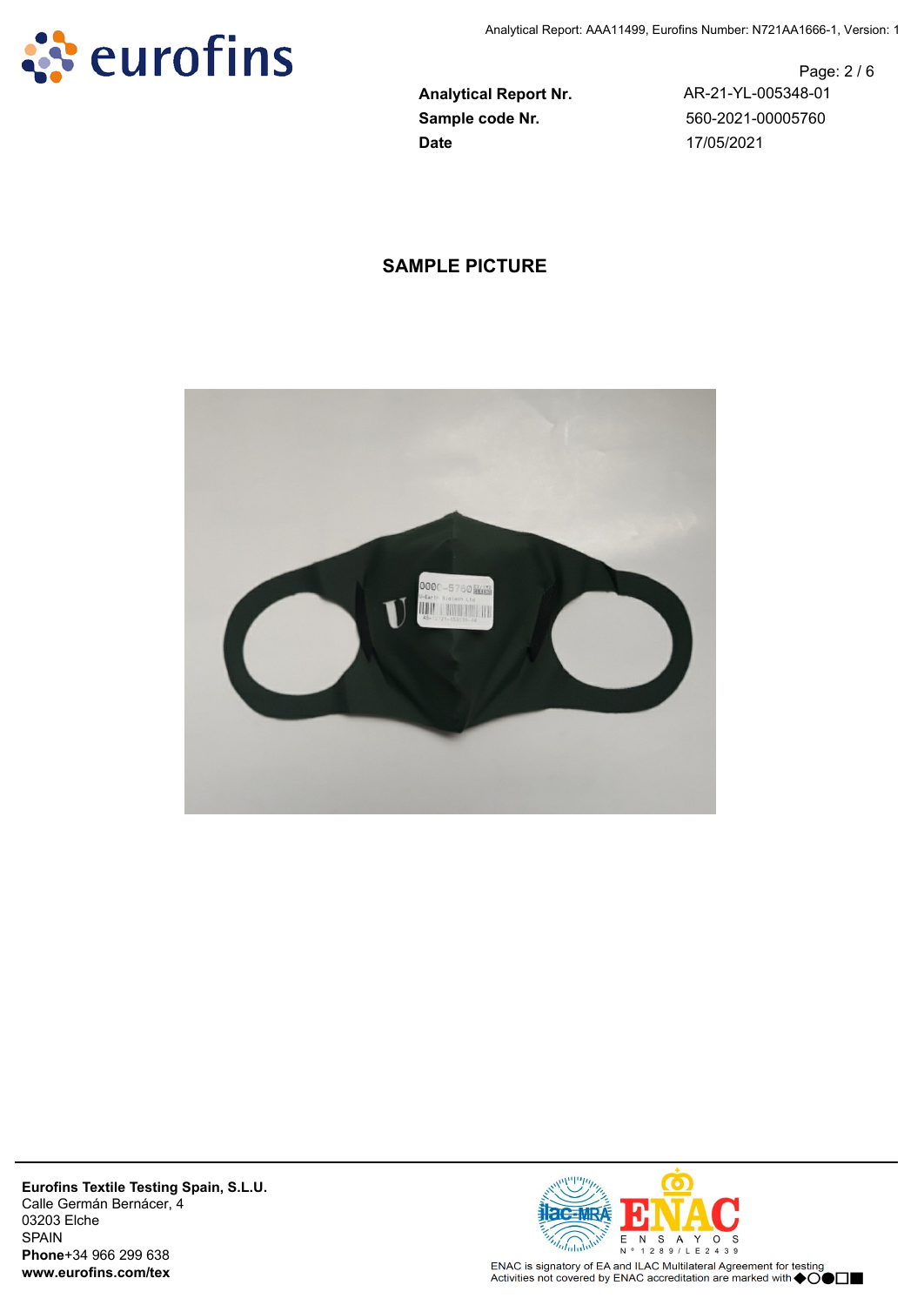| | |
|---|---|
| **Analytical Report Nr.** | AR-21-YL-005348-01 |
| **Sample code Nr.** | 560-2021-00005760 |
| **Date** | 17/05/2021 |

## SAMPLE PICTURE

**Eurofins Textile Testing Spain, S.L.U.**
Calle Germán Bernácer, 4
03203 Elche
SPAIN
**Phone**+34 966 299 638
**www.eurofins.com/tex**

ENAC is signatory of EA and ILAC Multilateral Agreement for testing
Activities not covered by ENAC accreditation are marked with ◆○●□■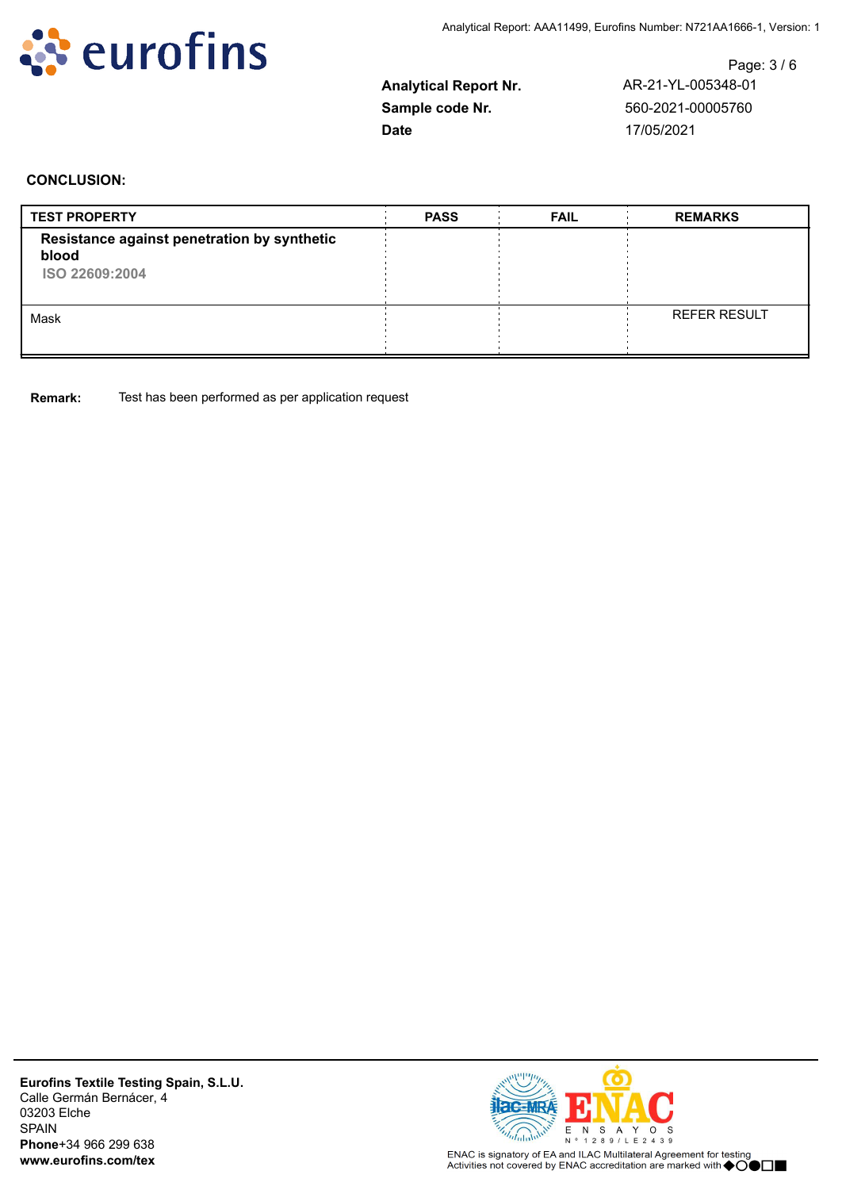| | |
|---|---|
| **Analytical Report Nr.** | AR-21-YL-005348-01 |
| **Sample code Nr.** | 560-2021-00005760 |
| **Date** | 17/05/2021 |

**CONCLUSION:**

| TEST PROPERTY | PASS | FAIL | REMARKS |
|---|---|---|---|
| **Resistance against penetration by synthetic blood** ISO 22609:2004 | | | |
| Mask | | | REFER RESULT |

**Remark:** Test has been performed as per application request

**Eurofins Textile Testing Spain, S.L.U.**
Calle Germán Bernácer, 4
03203 Elche
SPAIN
**Phone**+34 966 299 638
**www.eurofins.com/tex**

ENAC is signatory of EA and ILAC Multilateral Agreement for testing
Activities not covered by ENAC accreditation are marked with ◆○●□■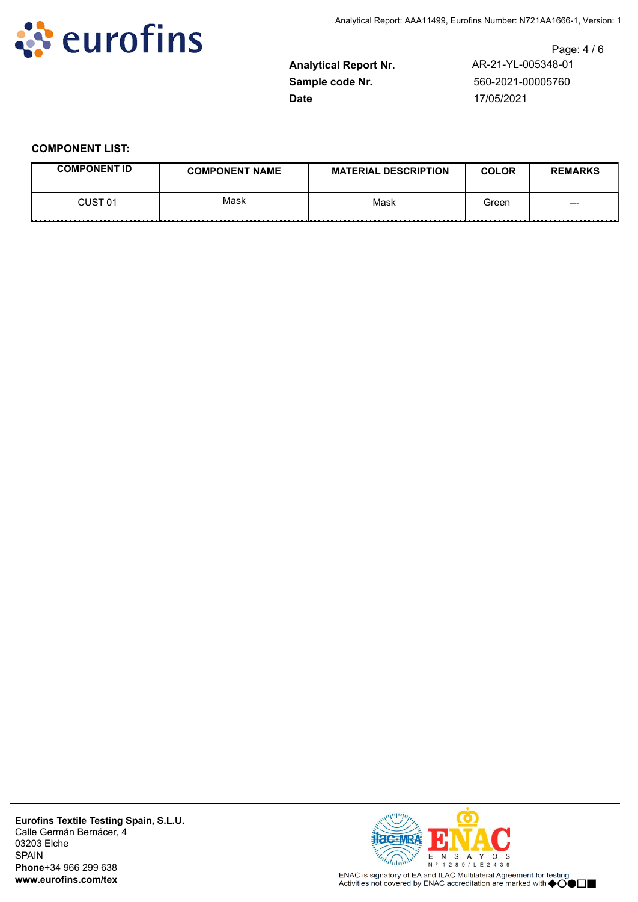| **Analytical Report Nr.** | AR-21-YL-005348-01 |
|---|---|
| **Sample code Nr.** | 560-2021-00005760 |
| **Date** | 17/05/2021 |

**COMPONENT LIST:**

| COMPONENT ID | COMPONENT NAME | MATERIAL DESCRIPTION | COLOR | REMARKS |
|---|---|---|---|---|
| CUST 01 | Mask | Mask | Green | --- |

**Eurofins Textile Testing Spain, S.L.U.**
Calle Germán Bernácer, 4
03203 Elche
SPAIN
**Phone**+34 966 299 638
**www.eurofins.com/tex**

ENAC ENSAYOS Nº 1289/LE2439

ENAC is signatory of EA and ILAC Multilateral Agreement for testing
Activities not covered by ENAC accreditation are marked with ◆○●□■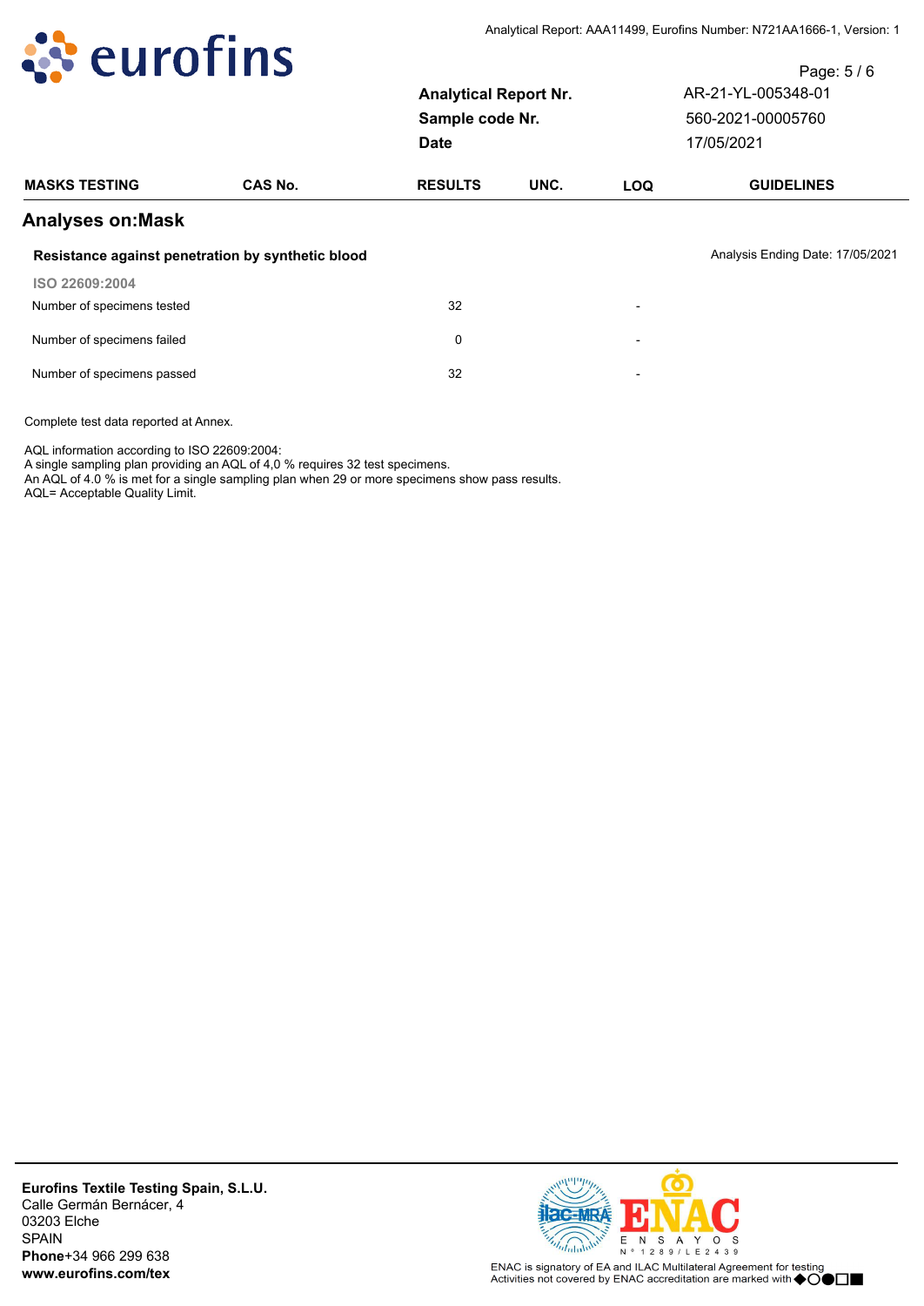| | | | |
|---|---|---|---|
| **Analytical Report Nr.** | AR-21-YL-005348-01 | | |
| **Sample code Nr.** | 560-2021-00005760 | | |
| **Date** | 17/05/2021 | | |

| MASKS TESTING | CAS No. | RESULTS | UNC. | LOQ | GUIDELINES |
|---|---|---|---|---|---|

## Analyses on:Mask

### Resistance against penetration by synthetic blood

Analysis Ending Date: 17/05/2021

ISO 22609:2004

| | | | | | |
|---|---|---|---|---|---|
| Number of specimens tested | | 32 | | - | |
| Number of specimens failed | | 0 | | - | |
| Number of specimens passed | | 32 | | - | |

Complete test data reported at Annex.

AQL information according to ISO 22609:2004:
A single sampling plan providing an AQL of 4,0 % requires 32 test specimens.
An AQL of 4.0 % is met for a single sampling plan when 29 or more specimens show pass results.
AQL= Acceptable Quality Limit.

**Eurofins Textile Testing Spain, S.L.U.**
Calle Germán Bernácer, 4
03203 Elche
SPAIN
**Phone**+34 966 299 638
**www.eurofins.com/tex**

ENAC ENSAYOS Nº 1289/LE2439

ENAC is signatory of EA and ILAC Multilateral Agreement for testing
Activities not covered by ENAC accreditation are marked with ◆○●□■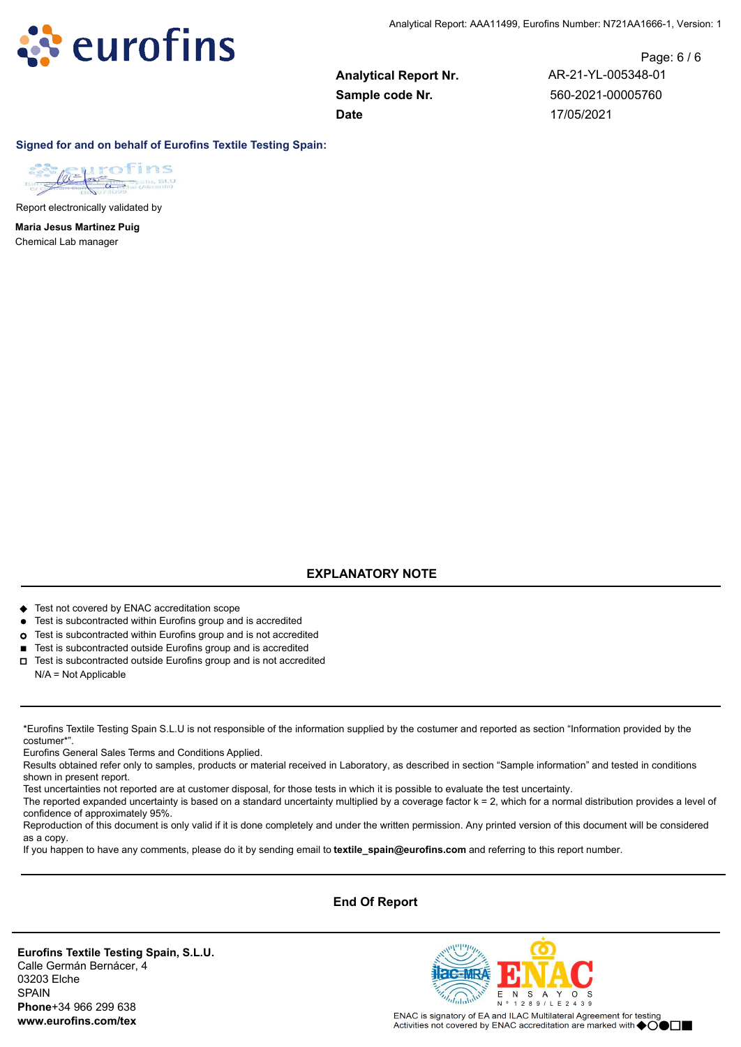| | |
|---|---|
| **Analytical Report Nr.** | AR-21-YL-005348-01 |
| **Sample code Nr.** | 560-2021-00005760 |
| **Date** | 17/05/2021 |

**Signed for and on behalf of Eurofins Textile Testing Spain:**

Report electronically validated by

**Maria Jesus Martinez Puig**
Chemical Lab manager

## EXPLANATORY NOTE

- ◆ Test not covered by ENAC accreditation scope
- ● Test is subcontracted within Eurofins group and is accredited
- ○ Test is subcontracted within Eurofins group and is not accredited
- ■ Test is subcontracted outside Eurofins group and is accredited
- □ Test is subcontracted outside Eurofins group and is not accredited
- N/A = Not Applicable

*Eurofins Textile Testing Spain S.L.U is not responsible of the information supplied by the costumer and reported as section "Information provided by the costumer*".
Eurofins General Sales Terms and Conditions Applied.
Results obtained refer only to samples, products or material received in Laboratory, as described in section "Sample information" and tested in conditions shown in present report.
Test uncertainties not reported are at customer disposal, for those tests in which it is possible to evaluate the test uncertainty.
The reported expanded uncertainty is based on a standard uncertainty multiplied by a coverage factor k = 2, which for a normal distribution provides a level of confidence of approximately 95%.
Reproduction of this document is only valid if it is done completely and under the written permission. Any printed version of this document will be considered as a copy.
If you happen to have any comments, please do it by sending email to **textile_spain@eurofins.com** and referring to this report number.

**End Of Report**

**Eurofins Textile Testing Spain, S.L.U.**
Calle Germán Bernácer, 4
03203 Elche
SPAIN
**Phone**+34 966 299 638
**www.eurofins.com/tex**

ENAC ENSAYOS Nº 1289/LE2439

ENAC is signatory of EA and ILAC Multilateral Agreement for testing
Activities not covered by ENAC accreditation are marked with ◆○●□■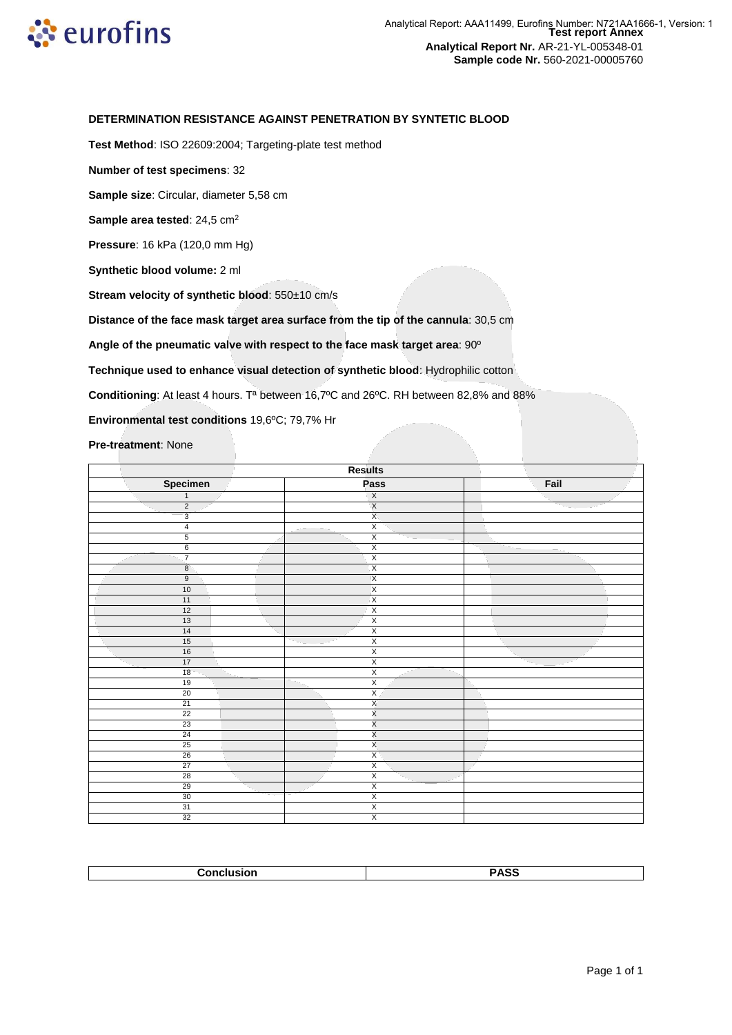Analytical Report: AAA11499, Eurofins Number: N721AA1666-1, Version: 1

**Test report Annex**

**Analytical Report Nr.** AR-21-YL-005348-01

**Sample code Nr.** 560-2021-00005760

**DETERMINATION RESISTANCE AGAINST PENETRATION BY SYNTETIC BLOOD**

**Test Method**: ISO 22609:2004; Targeting-plate test method

**Number of test specimens**: 32

**Sample size**: Circular, diameter 5,58 cm

**Sample area tested**: 24,5 cm$^2$

**Pressure**: 16 kPa (120,0 mm Hg)

**Synthetic blood volume:** 2 ml

**Stream velocity of synthetic blood**: 550±10 cm/s

**Distance of the face mask target area surface from the tip of the cannula**: 30,5 cm

**Angle of the pneumatic valve with respect to the face mask target area**: 90º

**Technique used to enhance visual detection of synthetic blood**: Hydrophilic cotton

**Conditioning**: At least 4 hours. Tª between 16,7ºC and 26ºC. RH between 82,8% and 88%

**Environmental test conditions** 19,6ºC; 79,7% Hr

**Pre-treatment**: None

| Results | | |
|---|---|---|
| **Specimen** | **Pass** | **Fail** |
| 1 | X | |
| 2 | X | |
| 3 | X | |
| 4 | X | |
| 5 | X | |
| 6 | X | |
| 7 | X | |
| 8 | X | |
| 9 | X | |
| 10 | X | |
| 11 | X | |
| 12 | X | |
| 13 | X | |
| 14 | X | |
| 15 | X | |
| 16 | X | |
| 17 | X | |
| 18 | X | |
| 19 | X | |
| 20 | X | |
| 21 | X | |
| 22 | X | |
| 23 | X | |
| 24 | X | |
| 25 | X | |
| 26 | X | |
| 27 | X | |
| 28 | X | |
| 29 | X | |
| 30 | X | |
| 31 | X | |
| 32 | X | |

| Conclusion | PASS |
|---|---|